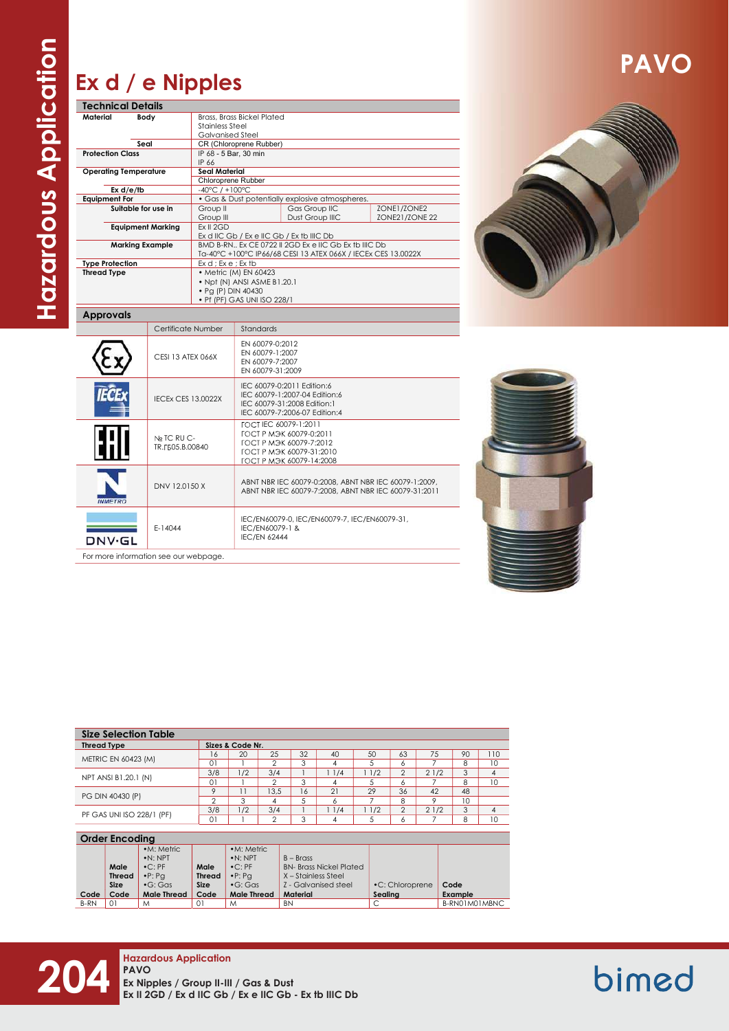# Ex d / e Nipples

PAVO

## Technical Details

| | | | | |
|---|---|---|---|---|
| **Material** | **Body** | Brass, Brass Bickel Plated<br>Stainless Steel<br>Galvanised Steel | | |
| | **Seal** | CR (Chloroprene Rubber) | | |
| **Protection Class** | | IP 68 - 5 Bar, 30 min<br>IP 66 | | |
| **Operating Temperature** | | **Seal Material** | | |
| | | Chloroprene Rubber | | |
| | **Ex d/e/tb** | -40°C / +100°C | | |
| **Equipment For** | | • Gas & Dust potentially explosive atmospheres. | | |
| | **Suitable for use in** | Group II<br>Group III | Gas Group IIC<br>Dust Group IIIC | ZONE1/ZONE2<br>ZONE21/ZONE 22 |
| | **Equipment Marking** | Ex II 2GD<br>Ex d IIC Gb / Ex e IIC Gb / Ex tb IIIC Db | | |
| | **Marking Example** | BMD B-RN.. Ex CE 0722 II 2GD Ex e IIC Gb Ex tb IIIC Db<br>Ta-40°C +100°C IP66/68 CESI 13 ATEX 066X / IECEx CES 13.0022X | | |
| **Type Protection** | | Ex d ; Ex e ; Ex tb | | |
| **Thread Type** | | • Metric (M) EN 60423<br>• Npt (N) ANSI ASME B1.20.1<br>• Pg (P) DIN 40430<br>• Pf (PF) GAS UNI ISO 228/1 | | |

## Approvals

| | Certificate Number | Standards |
|---|---|---|
| Ex | CESI 13 ATEX 066X | EN 60079-0:2012<br>EN 60079-1:2007<br>EN 60079-7:2007<br>EN 60079-31:2009 |
| IECEx | IECEx CES 13.0022X | IEC 60079-0:2011 Edition:6<br>IEC 60079-1:2007-04 Edition:6<br>IEC 60079-31:2008 Edition:1<br>IEC 60079-7:2006-07 Edition:4 |
| EAC | № TC RU C-TR.ГБ05.В.00840 | ГОСТ IEC 60079-1:2011<br>ГОСТ Р МЭК 60079-0:2011<br>ГОСТ Р МЭК 60079-7:2012<br>ГОСТ Р МЭК 60079-31:2010<br>ГОСТ Р МЭК 60079-14:2008 |
| INMETRO | DNV 12.0150 X | ABNT NBR IEC 60079-0:2008, ABNT NBR IEC 60079-1:2009,<br>ABNT NBR IEC 60079-7:2008, ABNT NBR IEC 60079-31:2011 |
| DNV·GL | E-14044 | IEC/EN60079-0, IEC/EN60079-7, IEC/EN60079-31,<br>IEC/EN60079-1 &<br>IEC/EN 62444 |

For more information see our webpage.

## Size Selection Table

| Thread Type | Sizes & Code Nr. | | | | | | | | | | |
|---|---|---|---|---|---|---|---|---|---|---|---|
| METRIC EN 60423 (M) | 16 | 20 | 25 | 32 | 40 | 50 | 63 | 75 | 90 | 110 |
| | 01 | 1 | 2 | 3 | 4 | 5 | 6 | 7 | 8 | 10 |
| NPT ANSI B1.20.1 (N) | 3/8 | 1/2 | 3/4 | 1 | 1 1/4 | 1 1/2 | 2 | 2 1/2 | 3 | 4 |
| | 01 | 1 | 2 | 3 | 4 | 5 | 6 | 7 | 8 | 10 |
| PG DIN 40430 (P) | 9 | 11 | 13,5 | 16 | 21 | 29 | 36 | 42 | 48 | |
| | 2 | 3 | 4 | 5 | 6 | 7 | 8 | 9 | 10 | |
| PF GAS UNI ISO 228/1 (PF) | 3/8 | 1/2 | 3/4 | 1 | 1 1/4 | 1 1/2 | 2 | 2 1/2 | 3 | 4 |
| | 01 | 1 | 2 | 3 | 4 | 5 | 6 | 7 | 8 | 10 |

## Order Encoding

| Code | Male Thread Size Code | •M: Metric<br>•N: NPT<br>•C: PF<br>•P: Pg<br>•G: Gas<br>Male Thread | Male Thread Size Code | •M: Metric<br>•N: NPT<br>•C: PF<br>•P: Pg<br>•G: Gas<br>Male Thread | B – Brass<br>BN- Brass Nickel Plated<br>X – Stainless Steel<br>Z - Galvanised steel<br>Material | •C: Chloroprene<br>Sealing | Code Example |
|---|---|---|---|---|---|---|---|
| B-RN | 01 | M | 01 | M | BN | C | B-RN01M01MBNC |

**Hazardous Application**
**PAVO**
**Ex Nipples / Group II-III / Gas & Dust**
**Ex II 2GD / Ex d IIC Gb / Ex e IIC Gb - Ex tb IIIC Db**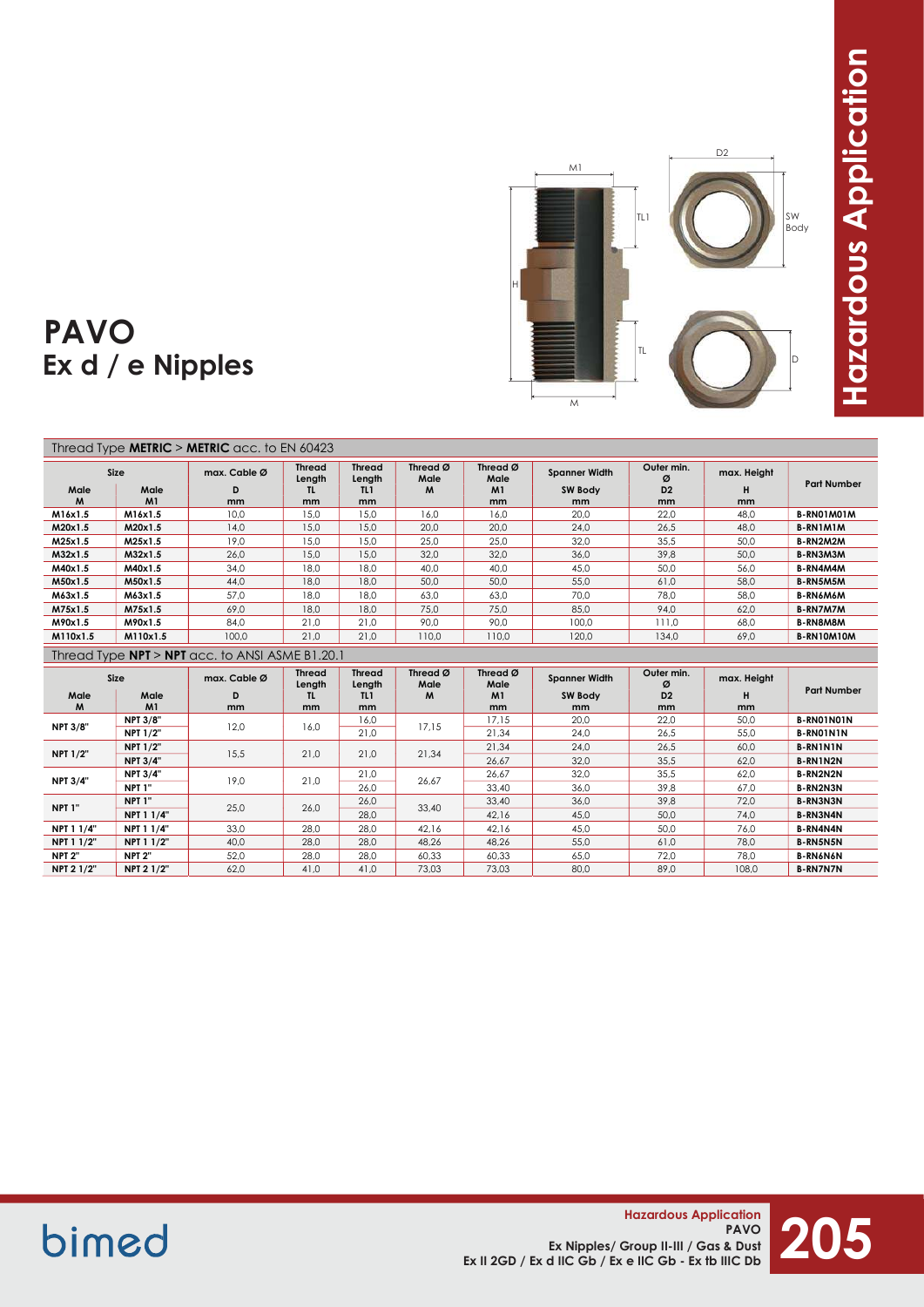# PAVO
## Ex d / e Nipples

Hazardous Application

Thread Type **METRIC** > **METRIC** acc. to EN 60423

| Size | | max. Cable Ø | Thread Length | Thread Length | Thread Ø Male | Thread Ø Male | Spanner Width | Outer min. Ø | max. Height | Part Number |
|---|---|---|---|---|---|---|---|---|---|---|
| Male M | Male M1 | D mm | TL mm | TL1 mm | M | M1 mm | SW Body mm | D2 mm | H mm | |
| M16x1.5 | M16x1.5 | 10,0 | 15,0 | 15,0 | 16,0 | 16,0 | 20,0 | 22,0 | 48,0 | B-RN01M01M |
| M20x1.5 | M20x1.5 | 14,0 | 15,0 | 15,0 | 20,0 | 20,0 | 24,0 | 26,5 | 48,0 | B-RN1M1M |
| M25x1.5 | M25x1.5 | 19,0 | 15,0 | 15,0 | 25,0 | 25,0 | 32,0 | 35,5 | 50,0 | B-RN2M2M |
| M32x1.5 | M32x1.5 | 26,0 | 15,0 | 15,0 | 32,0 | 32,0 | 36,0 | 39,8 | 50,0 | B-RN3M3M |
| M40x1.5 | M40x1.5 | 34,0 | 18,0 | 18,0 | 40,0 | 40,0 | 45,0 | 50,0 | 56,0 | B-RN4M4M |
| M50x1.5 | M50x1.5 | 44,0 | 18,0 | 18,0 | 50,0 | 50,0 | 55,0 | 61,0 | 58,0 | B-RN5M5M |
| M63x1.5 | M63x1.5 | 57,0 | 18,0 | 18,0 | 63,0 | 63,0 | 70,0 | 78,0 | 58,0 | B-RN6M6M |
| M75x1.5 | M75x1.5 | 69,0 | 18,0 | 18,0 | 75,0 | 75,0 | 85,0 | 94,0 | 62,0 | B-RN7M7M |
| M90x1.5 | M90x1.5 | 84,0 | 21,0 | 21,0 | 90,0 | 90,0 | 100,0 | 111,0 | 68,0 | B-RN8M8M |
| M110x1.5 | M110x1.5 | 100,0 | 21,0 | 21,0 | 110,0 | 110,0 | 120,0 | 134,0 | 69,0 | B-RN10M10M |

Thread Type **NPT** > **NPT** acc. to ANSI ASME B1.20.1

| Size | | max. Cable Ø | Thread Length | Thread Length | Thread Ø Male | Thread Ø Male | Spanner Width | Outer min. Ø | max. Height | Part Number |
|---|---|---|---|---|---|---|---|---|---|---|
| Male M | Male M1 | D mm | TL mm | TL1 mm | M | M1 mm | SW Body mm | D2 mm | H mm | |
| NPT 3/8" | NPT 3/8" | 12,0 | 16,0 | 16,0 | 17,15 | 17,15 | 20,0 | 22,0 | 50,0 | B-RN01N01N |
| | NPT 1/2" | | | 21,0 | | 21,34 | 24,0 | 26,5 | 55,0 | B-RN01N1N |
| NPT 1/2" | NPT 1/2" | 15,5 | 21,0 | 21,0 | 21,34 | 21,34 | 24,0 | 26,5 | 60,0 | B-RN1N1N |
| | NPT 3/4" | | | | | 26,67 | 32,0 | 35,5 | 62,0 | B-RN1N2N |
| NPT 3/4" | NPT 3/4" | 19,0 | 21,0 | 21,0 | 26,67 | 26,67 | 32,0 | 35,5 | 62,0 | B-RN2N2N |
| | NPT 1" | | | 26,0 | | 33,40 | 36,0 | 39,8 | 67,0 | B-RN2N3N |
| NPT 1" | NPT 1" | 25,0 | 26,0 | 26,0 | 33,40 | 33,40 | 36,0 | 39,8 | 72,0 | B-RN3N3N |
| | NPT 1 1/4" | | | 28,0 | | 42,16 | 45,0 | 50,0 | 74,0 | B-RN3N4N |
| NPT 1 1/4" | NPT 1 1/4" | 33,0 | 28,0 | 28,0 | 42,16 | 42,16 | 45,0 | 50,0 | 76,0 | B-RN4N4N |
| NPT 1 1/2" | NPT 1 1/2" | 40,0 | 28,0 | 28,0 | 48,26 | 48,26 | 55,0 | 61,0 | 78,0 | B-RN5N5N |
| NPT 2" | NPT 2" | 52,0 | 28,0 | 28,0 | 60,33 | 60,33 | 65,0 | 72,0 | 78,0 | B-RN6N6N |
| NPT 2 1/2" | NPT 2 1/2" | 62,0 | 41,0 | 41,0 | 73,03 | 73,03 | 80,0 | 89,0 | 108,0 | B-RN7N7N |

bimed

Hazardous Application
PAVO
Ex Nipples/ Group II-III / Gas & Dust
Ex II 2GD / Ex d IIC Gb / Ex e IIC Gb - Ex tb IIIC Db